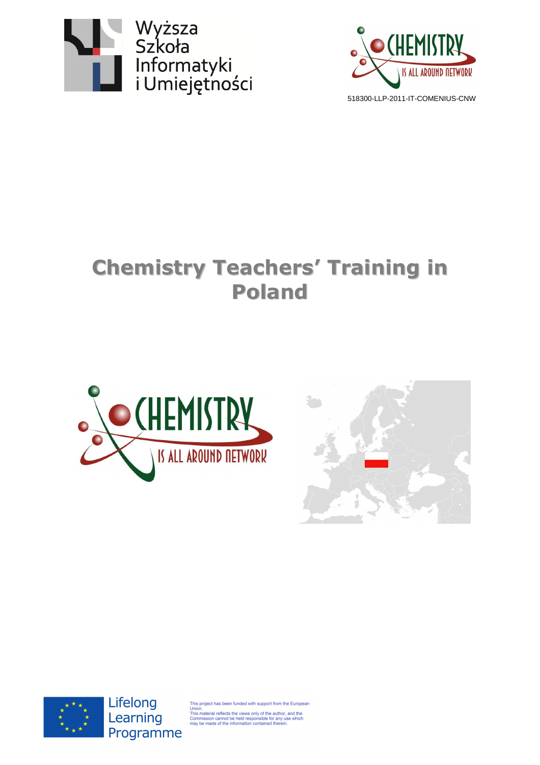Wyższa Szkoła Informatyki i Umiejętności

518300-LLP-2011-IT-COMENIUS-CNW

# Chemistry Teachers' Training in Poland

Lifelong Learning Programme

This project has been funded with support from the European Union.
This material reflects the views only of the author, and the Commission cannot be held responsible for any use which may be made of the information contained therein.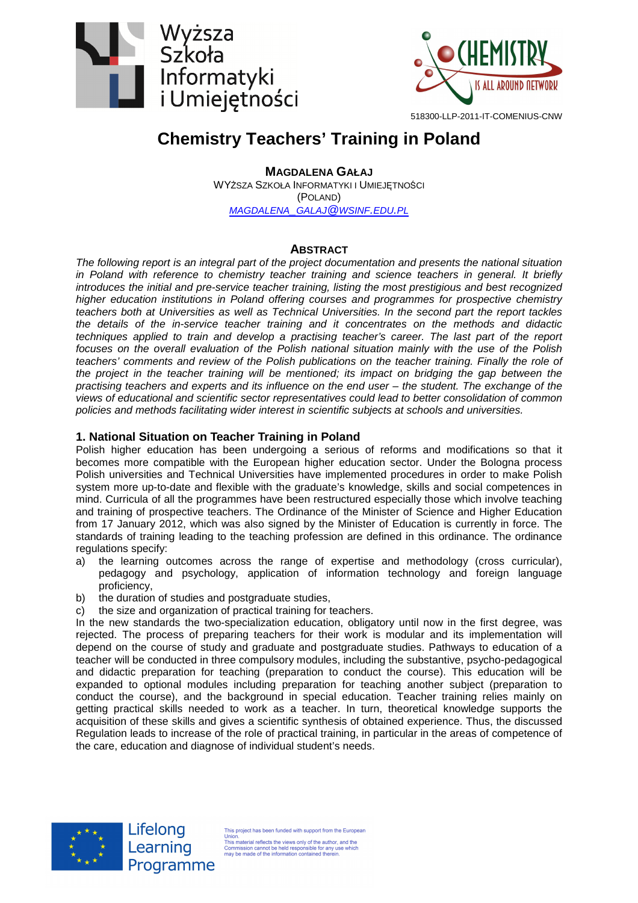# Chemistry Teachers' Training in Poland

**MAGDALENA GAŁAJ**
WYŻSZA SZKOŁA INFORMATYKI I UMIEJĘTNOŚCI
(POLAND)
MAGDALENA_GALAJ@WSINF.EDU.PL

## ABSTRACT

*The following report is an integral part of the project documentation and presents the national situation in Poland with reference to chemistry teacher training and science teachers in general. It briefly introduces the initial and pre-service teacher training, listing the most prestigious and best recognized higher education institutions in Poland offering courses and programmes for prospective chemistry teachers both at Universities as well as Technical Universities. In the second part the report tackles the details of the in-service teacher training and it concentrates on the methods and didactic techniques applied to train and develop a practising teacher's career. The last part of the report focuses on the overall evaluation of the Polish national situation mainly with the use of the Polish teachers' comments and review of the Polish publications on the teacher training. Finally the role of the project in the teacher training will be mentioned; its impact on bridging the gap between the practising teachers and experts and its influence on the end user – the student. The exchange of the views of educational and scientific sector representatives could lead to better consolidation of common policies and methods facilitating wider interest in scientific subjects at schools and universities.*

## 1. National Situation on Teacher Training in Poland

Polish higher education has been undergoing a serious of reforms and modifications so that it becomes more compatible with the European higher education sector. Under the Bologna process Polish universities and Technical Universities have implemented procedures in order to make Polish system more up-to-date and flexible with the graduate's knowledge, skills and social competences in mind. Curricula of all the programmes have been restructured especially those which involve teaching and training of prospective teachers. The Ordinance of the Minister of Science and Higher Education from 17 January 2012, which was also signed by the Minister of Education is currently in force. The standards of training leading to the teaching profession are defined in this ordinance. The ordinance regulations specify:

a) the learning outcomes across the range of expertise and methodology (cross curricular), pedagogy and psychology, application of information technology and foreign language proficiency,
b) the duration of studies and postgraduate studies,
c) the size and organization of practical training for teachers.

In the new standards the two-specialization education, obligatory until now in the first degree, was rejected. The process of preparing teachers for their work is modular and its implementation will depend on the course of study and graduate and postgraduate studies. Pathways to education of a teacher will be conducted in three compulsory modules, including the substantive, psycho-pedagogical and didactic preparation for teaching (preparation to conduct the course). This education will be expanded to optional modules including preparation for teaching another subject (preparation to conduct the course), and the background in special education. Teacher training relies mainly on getting practical skills needed to work as a teacher. In turn, theoretical knowledge supports the acquisition of these skills and gives a scientific synthesis of obtained experience. Thus, the discussed Regulation leads to increase of the role of practical training, in particular in the areas of competence of the care, education and diagnose of individual student's needs.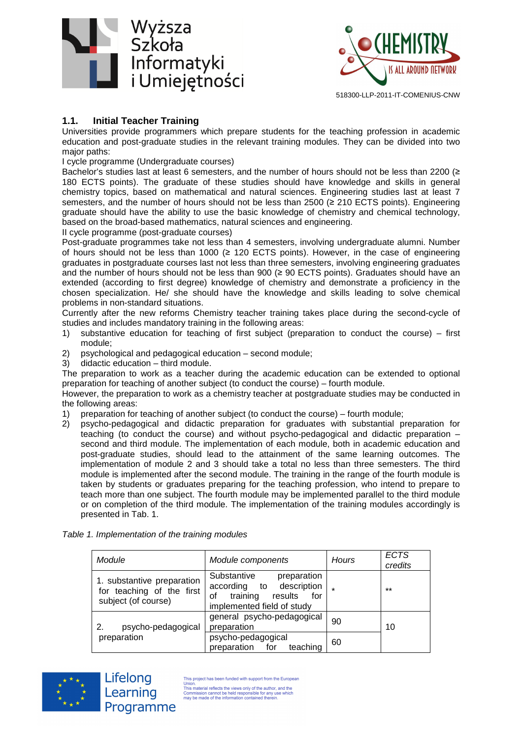## 1.1. Initial Teacher Training

Universities provide programmers which prepare students for the teaching profession in academic education and post-graduate studies in the relevant training modules. They can be divided into two major paths:

I cycle programme (Undergraduate courses)

Bachelor's studies last at least 6 semesters, and the number of hours should not be less than 2200 (≥ 180 ECTS points). The graduate of these studies should have knowledge and skills in general chemistry topics, based on mathematical and natural sciences. Engineering studies last at least 7 semesters, and the number of hours should not be less than 2500 (≥ 210 ECTS points). Engineering graduate should have the ability to use the basic knowledge of chemistry and chemical technology, based on the broad-based mathematics, natural sciences and engineering.

II cycle programme (post-graduate courses)

Post-graduate programmes take not less than 4 semesters, involving undergraduate alumni. Number of hours should not be less than 1000 (≥ 120 ECTS points). However, in the case of engineering graduates in postgraduate courses last not less than three semesters, involving engineering graduates and the number of hours should not be less than 900 (≥ 90 ECTS points). Graduates should have an extended (according to first degree) knowledge of chemistry and demonstrate a proficiency in the chosen specialization. He/ she should have the knowledge and skills leading to solve chemical problems in non-standard situations.

Currently after the new reforms Chemistry teacher training takes place during the second-cycle of studies and includes mandatory training in the following areas:

1) substantive education for teaching of first subject (preparation to conduct the course) – first module;
2) psychological and pedagogical education – second module;
3) didactic education – third module.

The preparation to work as a teacher during the academic education can be extended to optional preparation for teaching of another subject (to conduct the course) – fourth module.

However, the preparation to work as a chemistry teacher at postgraduate studies may be conducted in the following areas:

1) preparation for teaching of another subject (to conduct the course) – fourth module;
2) psycho-pedagogical and didactic preparation for graduates with substantial preparation for teaching (to conduct the course) and without psycho-pedagogical and didactic preparation – second and third module. The implementation of each module, both in academic education and post-graduate studies, should lead to the attainment of the same learning outcomes. The implementation of module 2 and 3 should take a total no less than three semesters. The third module is implemented after the second module. The training in the range of the fourth module is taken by students or graduates preparing for the teaching profession, who intend to prepare to teach more than one subject. The fourth module may be implemented parallel to the third module or on completion of the third module. The implementation of the training modules accordingly is presented in Tab. 1.

*Table 1. Implementation of the training modules*

| *Module* | *Module components* | *Hours* | *ECTS credits* |
|---|---|---|---|
| 1. substantive preparation for teaching of the first subject (of course) | Substantive preparation according to description of training results for implemented field of study | * | ** |
| 2. psycho-pedagogical preparation | general psycho-pedagogical preparation | 90 | 10 |
| | psycho-pedagogical preparation for teaching | 60 | |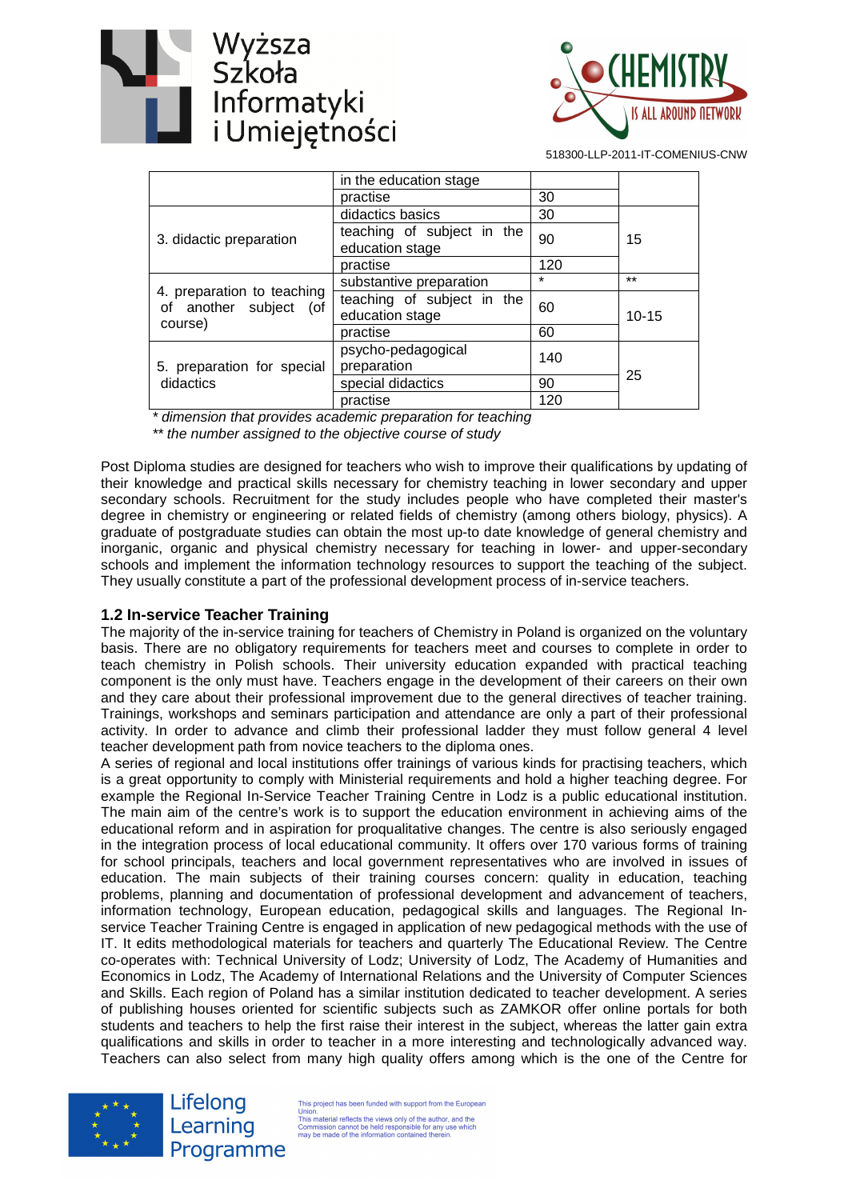| | | | |
|---|---|---|---|
| | in the education stage | | |
| | practise | 30 | |
| 3. didactic preparation | didactics basics | 30 | 15 |
| | teaching of subject in the education stage | 90 | |
| | practise | 120 | |
| 4. preparation to teaching of another subject (of course) | substantive preparation | * | ** |
| | teaching of subject in the education stage | 60 | 10-15 |
| | practise | 60 | |
| 5. preparation for special didactics | psycho-pedagogical preparation | 140 | 25 |
| | special didactics | 90 | |
| | practise | 120 | |

*\* dimension that provides academic preparation for teaching*

*\*\* the number assigned to the objective course of study*

Post Diploma studies are designed for teachers who wish to improve their qualifications by updating of their knowledge and practical skills necessary for chemistry teaching in lower secondary and upper secondary schools. Recruitment for the study includes people who have completed their master's degree in chemistry or engineering or related fields of chemistry (among others biology, physics). A graduate of postgraduate studies can obtain the most up-to date knowledge of general chemistry and inorganic, organic and physical chemistry necessary for teaching in lower- and upper-secondary schools and implement the information technology resources to support the teaching of the subject. They usually constitute a part of the professional development process of in-service teachers.

### 1.2 In-service Teacher Training

The majority of the in-service training for teachers of Chemistry in Poland is organized on the voluntary basis. There are no obligatory requirements for teachers meet and courses to complete in order to teach chemistry in Polish schools. Their university education expanded with practical teaching component is the only must have. Teachers engage in the development of their careers on their own and they care about their professional improvement due to the general directives of teacher training. Trainings, workshops and seminars participation and attendance are only a part of their professional activity. In order to advance and climb their professional ladder they must follow general 4 level teacher development path from novice teachers to the diploma ones.

A series of regional and local institutions offer trainings of various kinds for practising teachers, which is a great opportunity to comply with Ministerial requirements and hold a higher teaching degree. For example the Regional In-Service Teacher Training Centre in Lodz is a public educational institution. The main aim of the centre's work is to support the education environment in achieving aims of the educational reform and in aspiration for proqualitative changes. The centre is also seriously engaged in the integration process of local educational community. It offers over 170 various forms of training for school principals, teachers and local government representatives who are involved in issues of education. The main subjects of their training courses concern: quality in education, teaching problems, planning and documentation of professional development and advancement of teachers, information technology, European education, pedagogical skills and languages. The Regional In-service Teacher Training Centre is engaged in application of new pedagogical methods with the use of IT. It edits methodological materials for teachers and quarterly The Educational Review. The Centre co-operates with: Technical University of Lodz; University of Lodz, The Academy of Humanities and Economics in Lodz, The Academy of International Relations and the University of Computer Sciences and Skills. Each region of Poland has a similar institution dedicated to teacher development. A series of publishing houses oriented for scientific subjects such as ZAMKOR offer online portals for both students and teachers to help the first raise their interest in the subject, whereas the latter gain extra qualifications and skills in order to teacher in a more interesting and technologically advanced way. Teachers can also select from many high quality offers among which is the one of the Centre for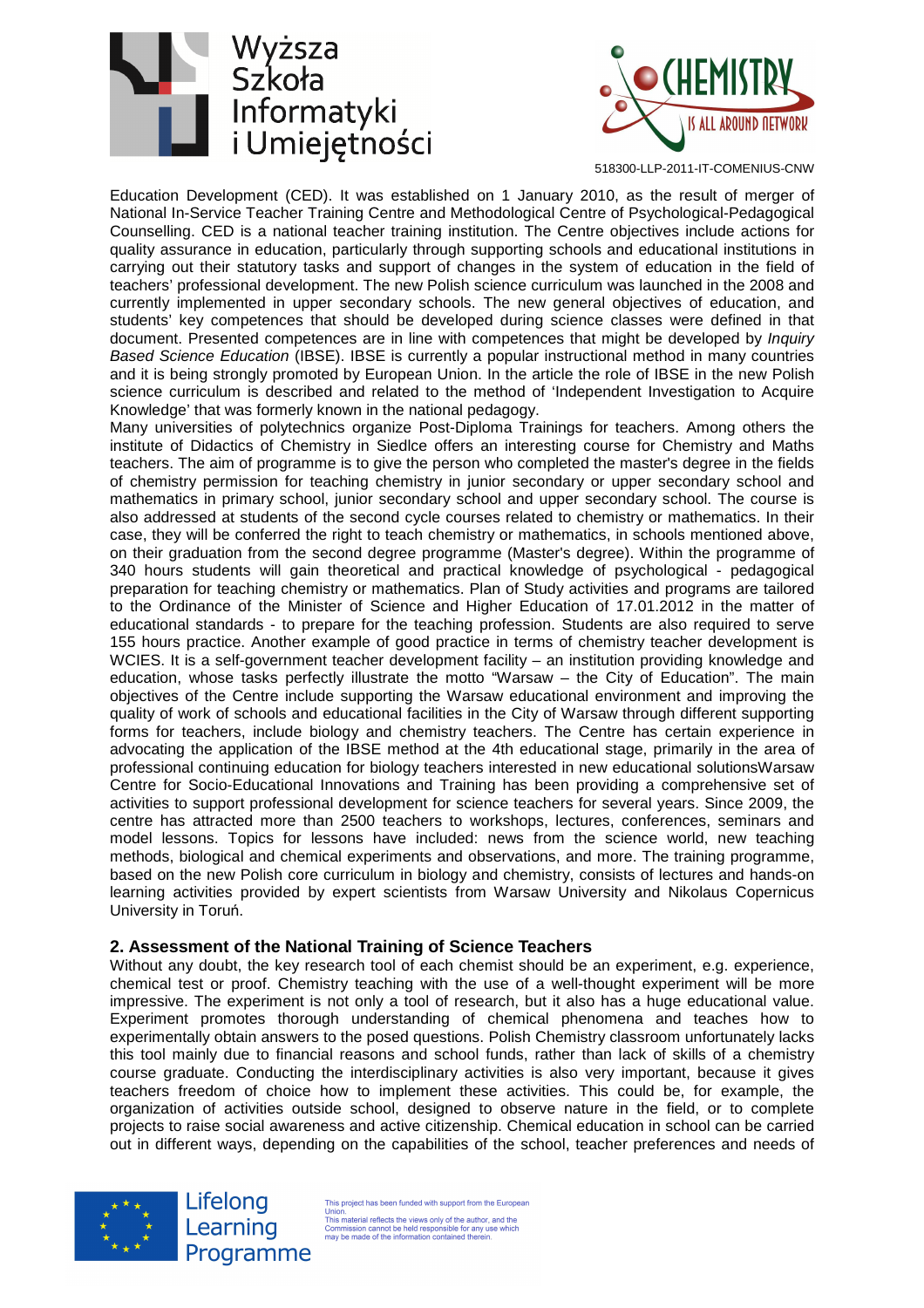Education Development (CED). It was established on 1 January 2010, as the result of merger of National In-Service Teacher Training Centre and Methodological Centre of Psychological-Pedagogical Counselling. CED is a national teacher training institution. The Centre objectives include actions for quality assurance in education, particularly through supporting schools and educational institutions in carrying out their statutory tasks and support of changes in the system of education in the field of teachers' professional development. The new Polish science curriculum was launched in the 2008 and currently implemented in upper secondary schools. The new general objectives of education, and students' key competences that should be developed during science classes were defined in that document. Presented competences are in line with competences that might be developed by *Inquiry Based Science Education* (IBSE). IBSE is currently a popular instructional method in many countries and it is being strongly promoted by European Union. In the article the role of IBSE in the new Polish science curriculum is described and related to the method of 'Independent Investigation to Acquire Knowledge' that was formerly known in the national pedagogy.

Many universities of polytechnics organize Post-Diploma Trainings for teachers. Among others the institute of Didactics of Chemistry in Siedlce offers an interesting course for Chemistry and Maths teachers. The aim of programme is to give the person who completed the master's degree in the fields of chemistry permission for teaching chemistry in junior secondary or upper secondary school and mathematics in primary school, junior secondary school and upper secondary school. The course is also addressed at students of the second cycle courses related to chemistry or mathematics. In their case, they will be conferred the right to teach chemistry or mathematics, in schools mentioned above, on their graduation from the second degree programme (Master's degree). Within the programme of 340 hours students will gain theoretical and practical knowledge of psychological - pedagogical preparation for teaching chemistry or mathematics. Plan of Study activities and programs are tailored to the Ordinance of the Minister of Science and Higher Education of 17.01.2012 in the matter of educational standards - to prepare for the teaching profession. Students are also required to serve 155 hours practice. Another example of good practice in terms of chemistry teacher development is WCIES. It is a self-government teacher development facility – an institution providing knowledge and education, whose tasks perfectly illustrate the motto "Warsaw – the City of Education". The main objectives of the Centre include supporting the Warsaw educational environment and improving the quality of work of schools and educational facilities in the City of Warsaw through different supporting forms for teachers, include biology and chemistry teachers. The Centre has certain experience in advocating the application of the IBSE method at the 4th educational stage, primarily in the area of professional continuing education for biology teachers interested in new educational solutionsWarsaw Centre for Socio-Educational Innovations and Training has been providing a comprehensive set of activities to support professional development for science teachers for several years. Since 2009, the centre has attracted more than 2500 teachers to workshops, lectures, conferences, seminars and model lessons. Topics for lessons have included: news from the science world, new teaching methods, biological and chemical experiments and observations, and more. The training programme, based on the new Polish core curriculum in biology and chemistry, consists of lectures and hands-on learning activities provided by expert scientists from Warsaw University and Nikolaus Copernicus University in Toruń.

## 2. Assessment of the National Training of Science Teachers

Without any doubt, the key research tool of each chemist should be an experiment, e.g. experience, chemical test or proof. Chemistry teaching with the use of a well-thought experiment will be more impressive. The experiment is not only a tool of research, but it also has a huge educational value. Experiment promotes thorough understanding of chemical phenomena and teaches how to experimentally obtain answers to the posed questions. Polish Chemistry classroom unfortunately lacks this tool mainly due to financial reasons and school funds, rather than lack of skills of a chemistry course graduate. Conducting the interdisciplinary activities is also very important, because it gives teachers freedom of choice how to implement these activities. This could be, for example, the organization of activities outside school, designed to observe nature in the field, or to complete projects to raise social awareness and active citizenship. Chemical education in school can be carried out in different ways, depending on the capabilities of the school, teacher preferences and needs of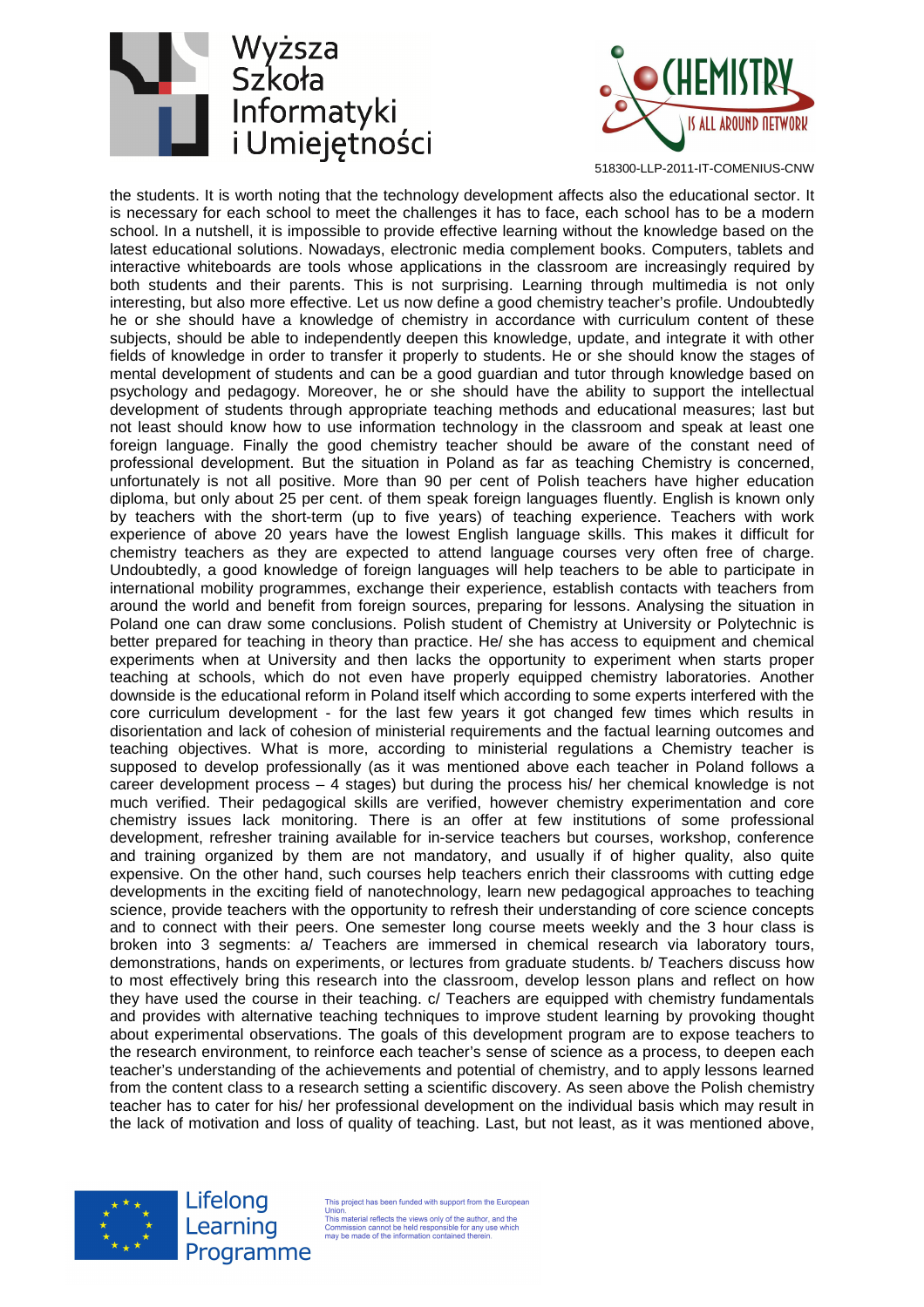the students. It is worth noting that the technology development affects also the educational sector. It is necessary for each school to meet the challenges it has to face, each school has to be a modern school. In a nutshell, it is impossible to provide effective learning without the knowledge based on the latest educational solutions. Nowadays, electronic media complement books. Computers, tablets and interactive whiteboards are tools whose applications in the classroom are increasingly required by both students and their parents. This is not surprising. Learning through multimedia is not only interesting, but also more effective. Let us now define a good chemistry teacher's profile. Undoubtedly he or she should have a knowledge of chemistry in accordance with curriculum content of these subjects, should be able to independently deepen this knowledge, update, and integrate it with other fields of knowledge in order to transfer it properly to students. He or she should know the stages of mental development of students and can be a good guardian and tutor through knowledge based on psychology and pedagogy. Moreover, he or she should have the ability to support the intellectual development of students through appropriate teaching methods and educational measures; last but not least should know how to use information technology in the classroom and speak at least one foreign language. Finally the good chemistry teacher should be aware of the constant need of professional development. But the situation in Poland as far as teaching Chemistry is concerned, unfortunately is not all positive. More than 90 per cent of Polish teachers have higher education diploma, but only about 25 per cent. of them speak foreign languages fluently. English is known only by teachers with the short-term (up to five years) of teaching experience. Teachers with work experience of above 20 years have the lowest English language skills. This makes it difficult for chemistry teachers as they are expected to attend language courses very often free of charge. Undoubtedly, a good knowledge of foreign languages will help teachers to be able to participate in international mobility programmes, exchange their experience, establish contacts with teachers from around the world and benefit from foreign sources, preparing for lessons. Analysing the situation in Poland one can draw some conclusions. Polish student of Chemistry at University or Polytechnic is better prepared for teaching in theory than practice. He/ she has access to equipment and chemical experiments when at University and then lacks the opportunity to experiment when starts proper teaching at schools, which do not even have properly equipped chemistry laboratories. Another downside is the educational reform in Poland itself which according to some experts interfered with the core curriculum development - for the last few years it got changed few times which results in disorientation and lack of cohesion of ministerial requirements and the factual learning outcomes and teaching objectives. What is more, according to ministerial regulations a Chemistry teacher is supposed to develop professionally (as it was mentioned above each teacher in Poland follows a career development process – 4 stages) but during the process his/ her chemical knowledge is not much verified. Their pedagogical skills are verified, however chemistry experimentation and core chemistry issues lack monitoring. There is an offer at few institutions of some professional development, refresher training available for in-service teachers but courses, workshop, conference and training organized by them are not mandatory, and usually if of higher quality, also quite expensive. On the other hand, such courses help teachers enrich their classrooms with cutting edge developments in the exciting field of nanotechnology, learn new pedagogical approaches to teaching science, provide teachers with the opportunity to refresh their understanding of core science concepts and to connect with their peers. One semester long course meets weekly and the 3 hour class is broken into 3 segments: a/ Teachers are immersed in chemical research via laboratory tours, demonstrations, hands on experiments, or lectures from graduate students. b/ Teachers discuss how to most effectively bring this research into the classroom, develop lesson plans and reflect on how they have used the course in their teaching. c/ Teachers are equipped with chemistry fundamentals and provides with alternative teaching techniques to improve student learning by provoking thought about experimental observations. The goals of this development program are to expose teachers to the research environment, to reinforce each teacher's sense of science as a process, to deepen each teacher's understanding of the achievements and potential of chemistry, and to apply lessons learned from the content class to a research setting a scientific discovery. As seen above the Polish chemistry teacher has to cater for his/ her professional development on the individual basis which may result in the lack of motivation and loss of quality of teaching. Last, but not least, as it was mentioned above,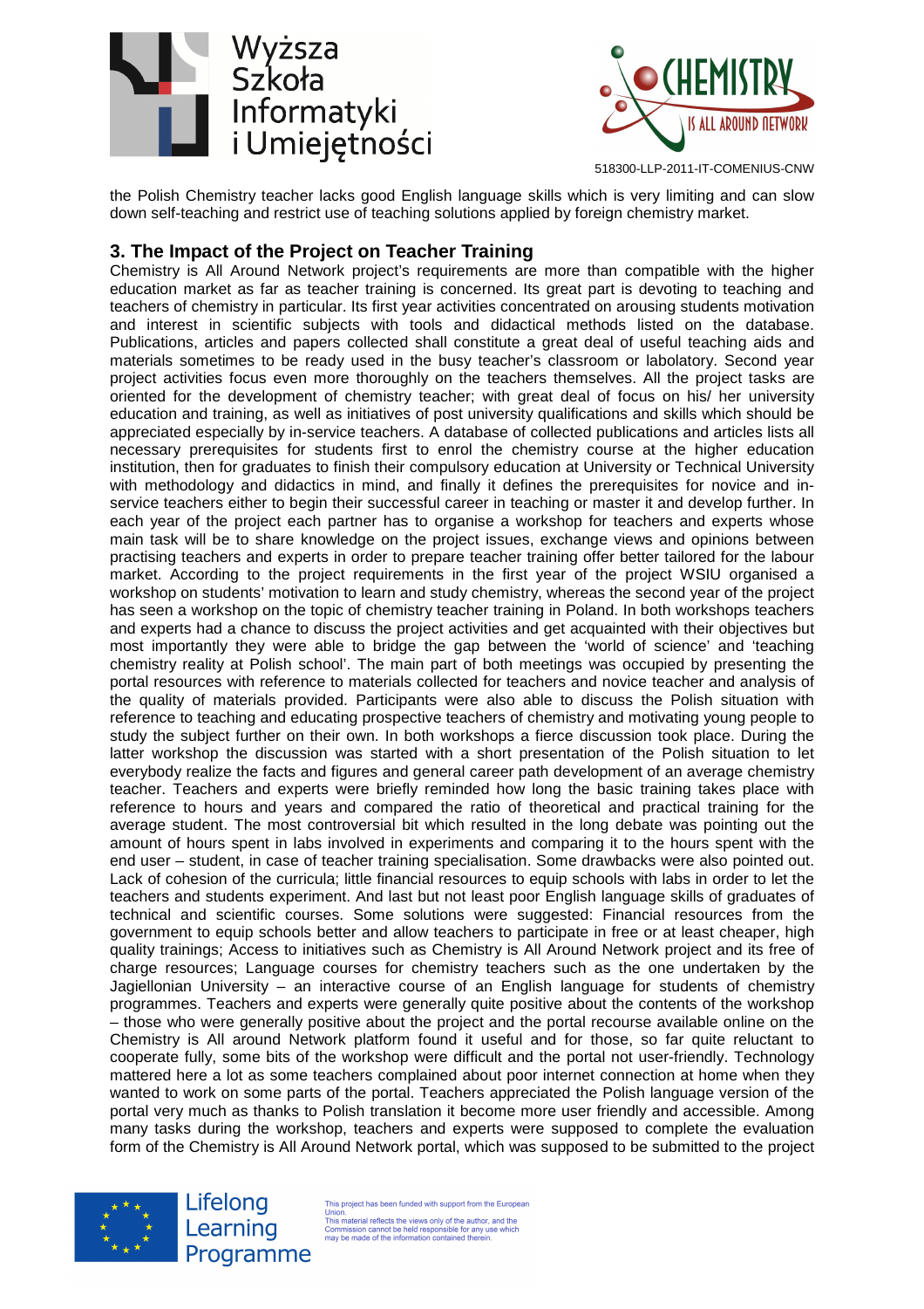the Polish Chemistry teacher lacks good English language skills which is very limiting and can slow down self-teaching and restrict use of teaching solutions applied by foreign chemistry market.

## 3. The Impact of the Project on Teacher Training

Chemistry is All Around Network project's requirements are more than compatible with the higher education market as far as teacher training is concerned. Its great part is devoting to teaching and teachers of chemistry in particular. Its first year activities concentrated on arousing students motivation and interest in scientific subjects with tools and didactical methods listed on the database. Publications, articles and papers collected shall constitute a great deal of useful teaching aids and materials sometimes to be ready used in the busy teacher's classroom or labolatory. Second year project activities focus even more thoroughly on the teachers themselves. All the project tasks are oriented for the development of chemistry teacher; with great deal of focus on his/ her university education and training, as well as initiatives of post university qualifications and skills which should be appreciated especially by in-service teachers. A database of collected publications and articles lists all necessary prerequisites for students first to enrol the chemistry course at the higher education institution, then for graduates to finish their compulsory education at University or Technical University with methodology and didactics in mind, and finally it defines the prerequisites for novice and in-service teachers either to begin their successful career in teaching or master it and develop further. In each year of the project each partner has to organise a workshop for teachers and experts whose main task will be to share knowledge on the project issues, exchange views and opinions between practising teachers and experts in order to prepare teacher training offer better tailored for the labour market. According to the project requirements in the first year of the project WSIU organised a workshop on students' motivation to learn and study chemistry, whereas the second year of the project has seen a workshop on the topic of chemistry teacher training in Poland. In both workshops teachers and experts had a chance to discuss the project activities and get acquainted with their objectives but most importantly they were able to bridge the gap between the 'world of science' and 'teaching chemistry reality at Polish school'. The main part of both meetings was occupied by presenting the portal resources with reference to materials collected for teachers and novice teacher and analysis of the quality of materials provided. Participants were also able to discuss the Polish situation with reference to teaching and educating prospective teachers of chemistry and motivating young people to study the subject further on their own. In both workshops a fierce discussion took place. During the latter workshop the discussion was started with a short presentation of the Polish situation to let everybody realize the facts and figures and general career path development of an average chemistry teacher. Teachers and experts were briefly reminded how long the basic training takes place with reference to hours and years and compared the ratio of theoretical and practical training for the average student. The most controversial bit which resulted in the long debate was pointing out the amount of hours spent in labs involved in experiments and comparing it to the hours spent with the end user – student, in case of teacher training specialisation. Some drawbacks were also pointed out. Lack of cohesion of the curricula; little financial resources to equip schools with labs in order to let the teachers and students experiment. And last but not least poor English language skills of graduates of technical and scientific courses. Some solutions were suggested: Financial resources from the government to equip schools better and allow teachers to participate in free or at least cheaper, high quality trainings; Access to initiatives such as Chemistry is All Around Network project and its free of charge resources; Language courses for chemistry teachers such as the one undertaken by the Jagiellonian University – an interactive course of an English language for students of chemistry programmes. Teachers and experts were generally quite positive about the contents of the workshop – those who were generally positive about the project and the portal recourse available online on the Chemistry is All around Network platform found it useful and for those, so far quite reluctant to cooperate fully, some bits of the workshop were difficult and the portal not user-friendly. Technology mattered here a lot as some teachers complained about poor internet connection at home when they wanted to work on some parts of the portal. Teachers appreciated the Polish language version of the portal very much as thanks to Polish translation it become more user friendly and accessible. Among many tasks during the workshop, teachers and experts were supposed to complete the evaluation form of the Chemistry is All Around Network portal, which was supposed to be submitted to the project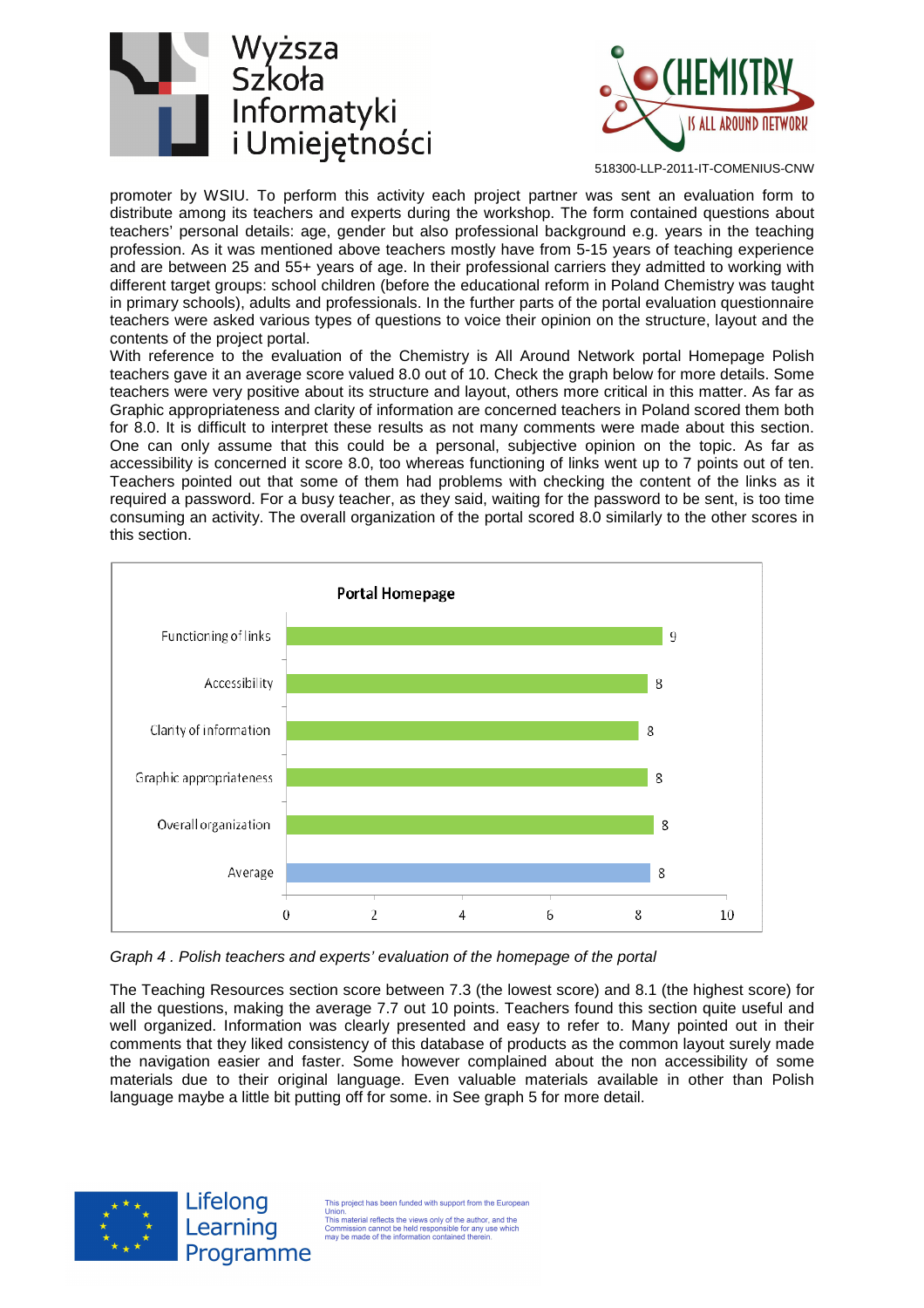promoter by WSIU. To perform this activity each project partner was sent an evaluation form to distribute among its teachers and experts during the workshop. The form contained questions about teachers' personal details: age, gender but also professional background e.g. years in the teaching profession. As it was mentioned above teachers mostly have from 5-15 years of teaching experience and are between 25 and 55+ years of age. In their professional carriers they admitted to working with different target groups: school children (before the educational reform in Poland Chemistry was taught in primary schools), adults and professionals. In the further parts of the portal evaluation questionnaire teachers were asked various types of questions to voice their opinion on the structure, layout and the contents of the project portal.

With reference to the evaluation of the Chemistry is All Around Network portal Homepage Polish teachers gave it an average score valued 8.0 out of 10. Check the graph below for more details. Some teachers were very positive about its structure and layout, others more critical in this matter. As far as Graphic appropriateness and clarity of information are concerned teachers in Poland scored them both for 8.0. It is difficult to interpret these results as not many comments were made about this section. One can only assume that this could be a personal, subjective opinion on the topic. As far as accessibility is concerned it score 8.0, too whereas functioning of links went up to 7 points out of ten. Teachers pointed out that some of them had problems with checking the content of the links as it required a password. For a busy teacher, as they said, waiting for the password to be sent, is too time consuming an activity. The overall organization of the portal scored 8.0 similarly to the other scores in this section.

**Portal Homepage**

| Item | Score |
|---|---|
| Functioning of links | 9 |
| Accessibility | 8 |
| Clarity of information | 8 |
| Graphic appropriateness | 8 |
| Overall organization | 8 |
| Average | 8 |

*Graph 4 . Polish teachers and experts' evaluation of the homepage of the portal*

The Teaching Resources section score between 7.3 (the lowest score) and 8.1 (the highest score) for all the questions, making the average 7.7 out 10 points. Teachers found this section quite useful and well organized. Information was clearly presented and easy to refer to. Many pointed out in their comments that they liked consistency of this database of products as the common layout surely made the navigation easier and faster. Some however complained about the non accessibility of some materials due to their original language. Even valuable materials available in other than Polish language maybe a little bit putting off for some. in See graph 5 for more detail.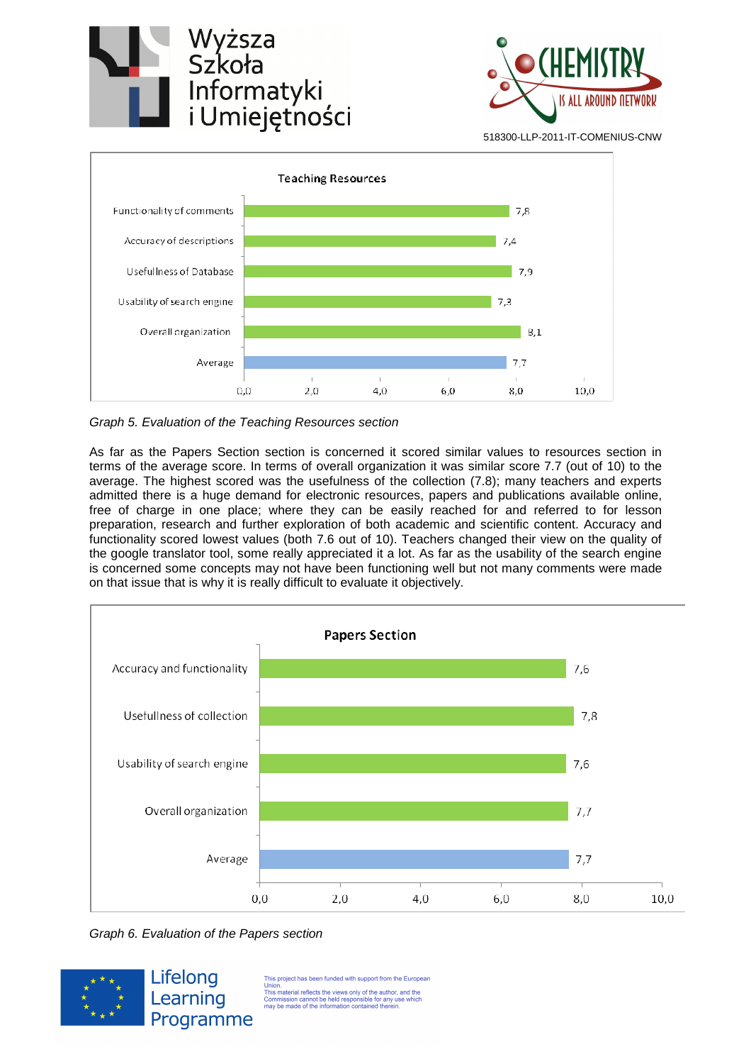**Teaching Resources**

| Item | Score |
|---|---|
| Functionality of comments | 7,8 |
| Accuracy of descriptions | 7,4 |
| Usefulness of Database | 7,9 |
| Usability of search engine | 7,3 |
| Overall organization | 8,1 |
| Average | 7,7 |

*Graph 5. Evaluation of the Teaching Resources section*

As far as the Papers Section section is concerned it scored similar values to resources section in terms of the average score. In terms of overall organization it was similar score 7.7 (out of 10) to the average. The highest scored was the usefulness of the collection (7.8); many teachers and experts admitted there is a huge demand for electronic resources, papers and publications available online, free of charge in one place; where they can be easily reached for and referred to for lesson preparation, research and further exploration of both academic and scientific content. Accuracy and functionality scored lowest values (both 7.6 out of 10). Teachers changed their view on the quality of the google translator tool, some really appreciated it a lot. As far as the usability of the search engine is concerned some concepts may not have been functioning well but not many comments were made on that issue that is why it is really difficult to evaluate it objectively.

**Papers Section**

| Item | Score |
|---|---|
| Accuracy and functionality | 7,6 |
| Usefulness of collection | 7,8 |
| Usability of search engine | 7,6 |
| Overall organization | 7,7 |
| Average | 7,7 |

*Graph 6. Evaluation of the Papers section*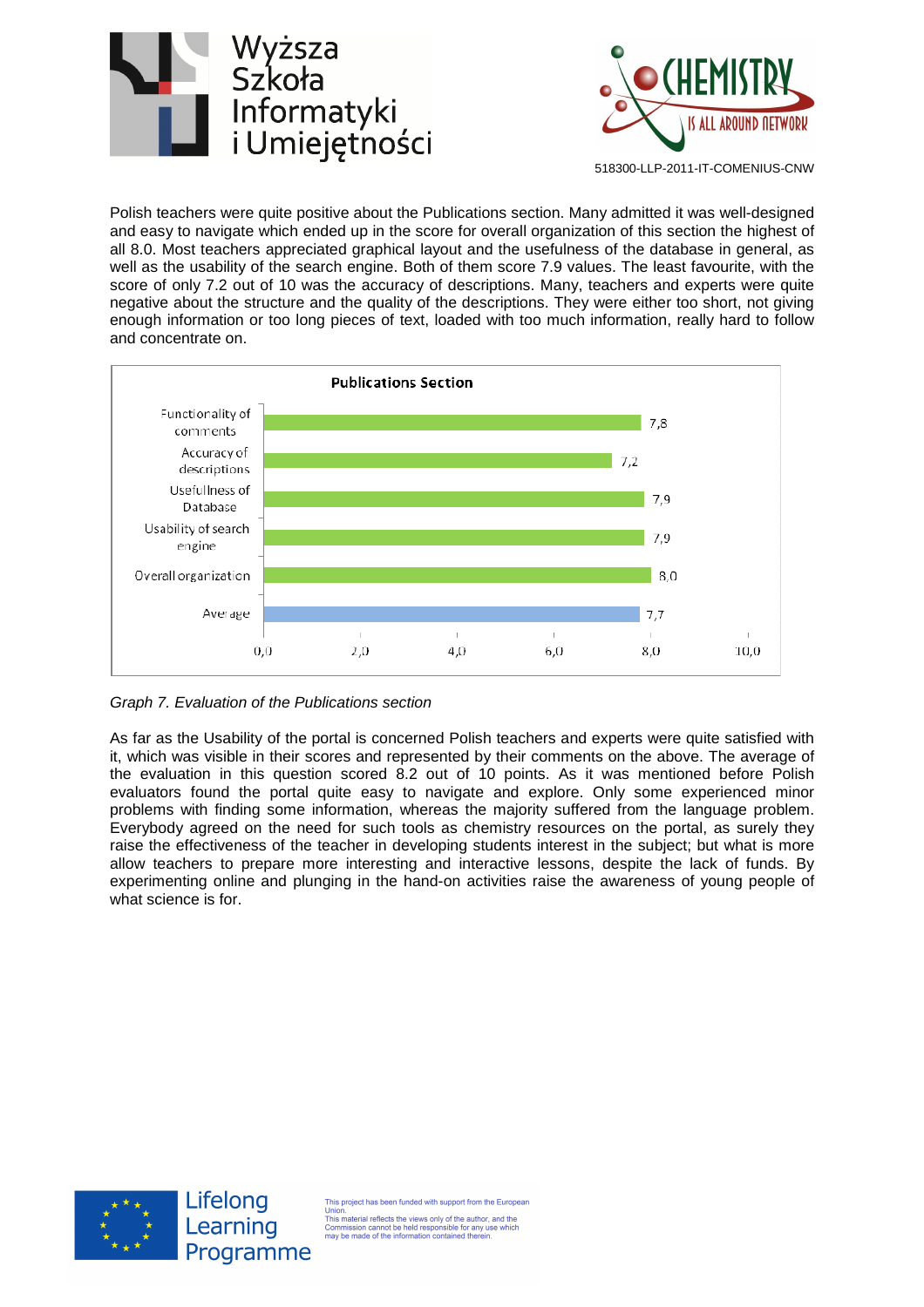Polish teachers were quite positive about the Publications section. Many admitted it was well-designed and easy to navigate which ended up in the score for overall organization of this section the highest of all 8.0. Most teachers appreciated graphical layout and the usefulness of the database in general, as well as the usability of the search engine. Both of them score 7.9 values. The least favourite, with the score of only 7.2 out of 10 was the accuracy of descriptions. Many, teachers and experts were quite negative about the structure and the quality of the descriptions. They were either too short, not giving enough information or too long pieces of text, loaded with too much information, really hard to follow and concentrate on.

**Publications Section**

| Item | Score |
|---|---|
| Functionality of comments | 7,8 |
| Accuracy of descriptions | 7,2 |
| Usefullness of Database | 7,9 |
| Usability of search engine | 7,9 |
| Overall organization | 8,0 |
| Average | 7,7 |

*Graph 7. Evaluation of the Publications section*

As far as the Usability of the portal is concerned Polish teachers and experts were quite satisfied with it, which was visible in their scores and represented by their comments on the above. The average of the evaluation in this question scored 8.2 out of 10 points. As it was mentioned before Polish evaluators found the portal quite easy to navigate and explore. Only some experienced minor problems with finding some information, whereas the majority suffered from the language problem. Everybody agreed on the need for such tools as chemistry resources on the portal, as surely they raise the effectiveness of the teacher in developing students interest in the subject; but what is more allow teachers to prepare more interesting and interactive lessons, despite the lack of funds. By experimenting online and plunging in the hand-on activities raise the awareness of young people of what science is for.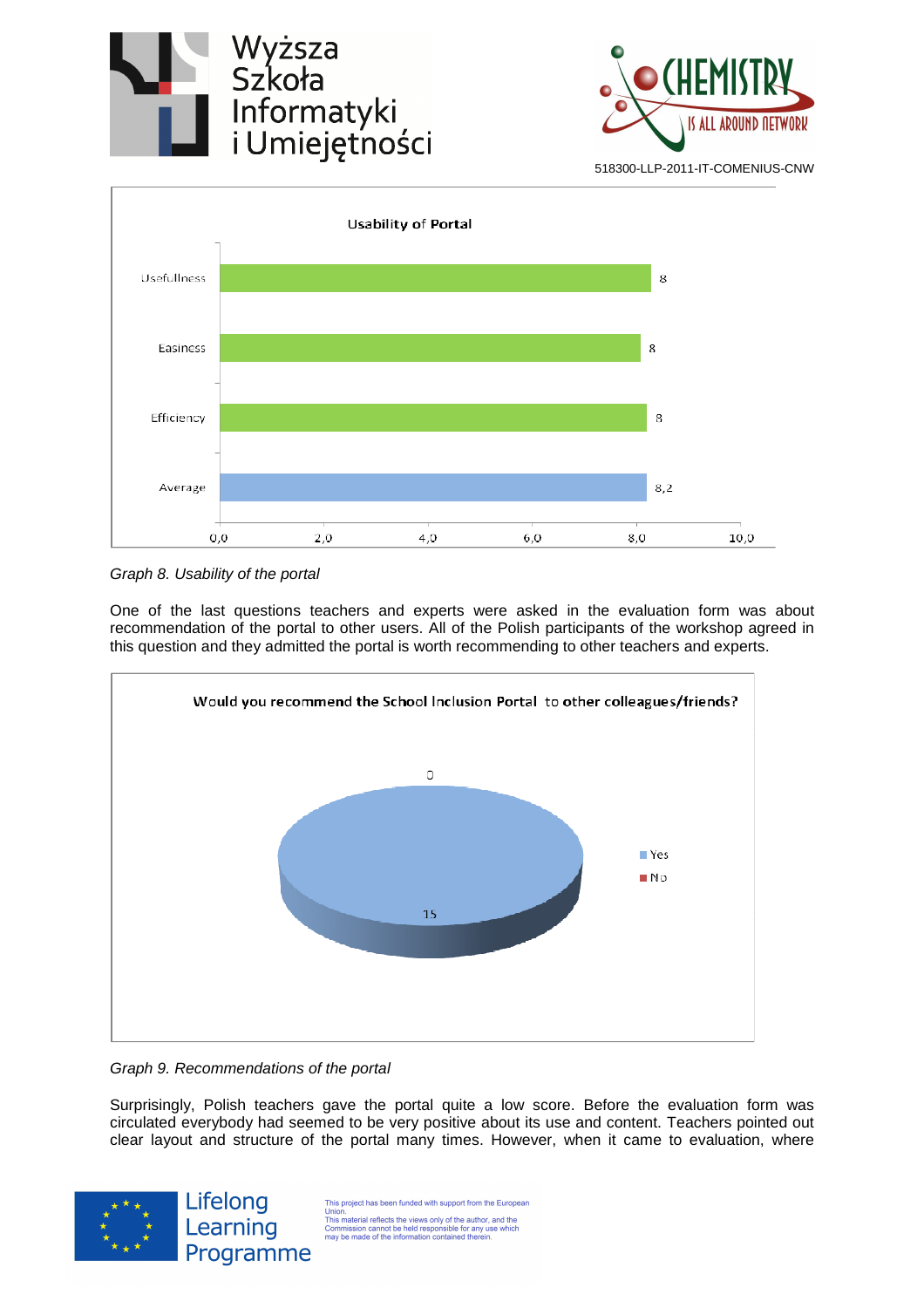Graph 8. Usability of the portal

One of the last questions teachers and experts were asked in the evaluation form was about recommendation of the portal to other users. All of the Polish participants of the workshop agreed in this question and they admitted the portal is worth recommending to other teachers and experts.

Graph 9. Recommendations of the portal

Surprisingly, Polish teachers gave the portal quite a low score. Before the evaluation form was circulated everybody had seemed to be very positive about its use and content. Teachers pointed out clear layout and structure of the portal many times. However, when it came to evaluation, where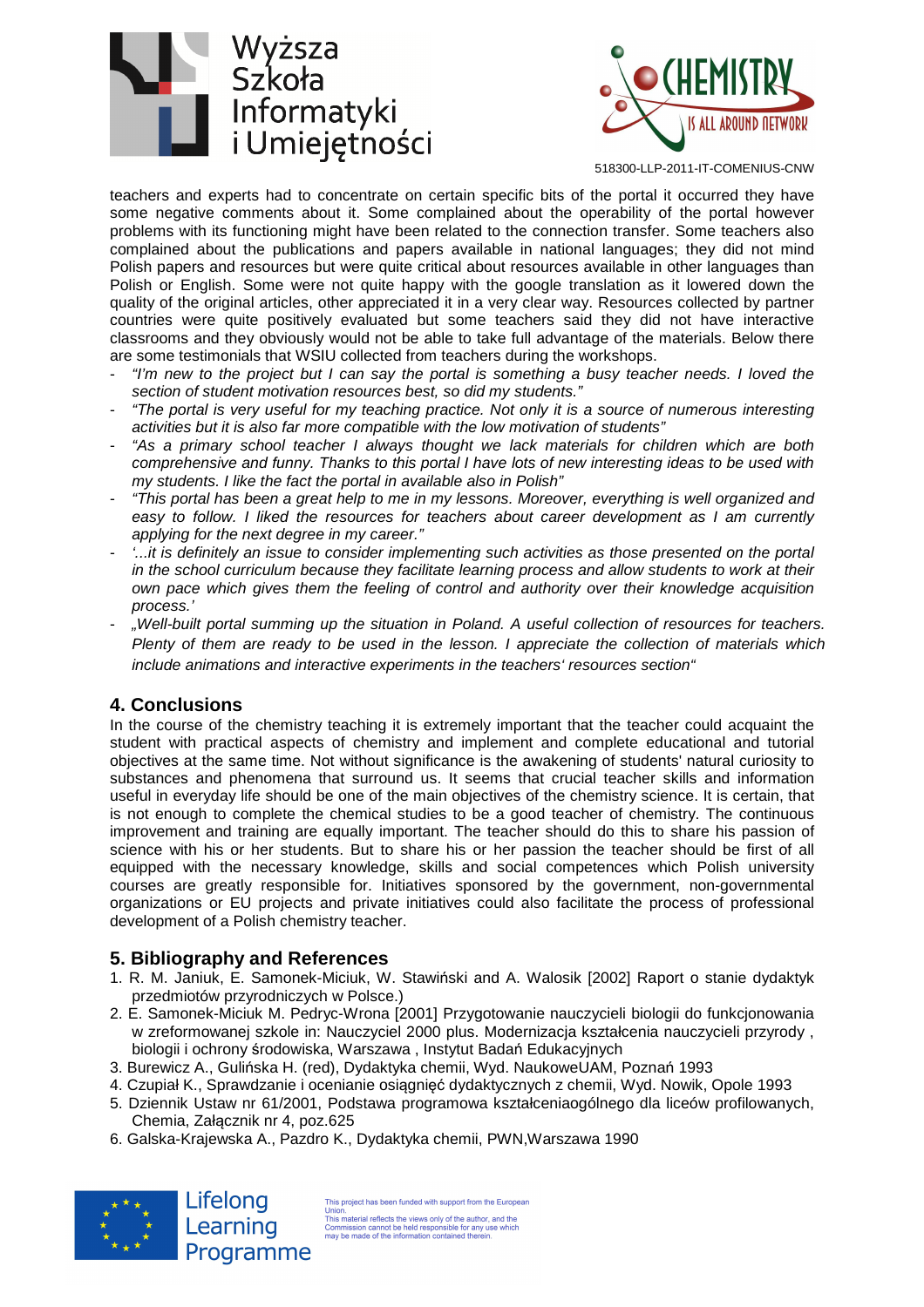teachers and experts had to concentrate on certain specific bits of the portal it occurred they have some negative comments about it. Some complained about the operability of the portal however problems with its functioning might have been related to the connection transfer. Some teachers also complained about the publications and papers available in national languages; they did not mind Polish papers and resources but were quite critical about resources available in other languages than Polish or English. Some were not quite happy with the google translation as it lowered down the quality of the original articles, other appreciated it in a very clear way. Resources collected by partner countries were quite positively evaluated but some teachers said they did not have interactive classrooms and they obviously would not be able to take full advantage of the materials. Below there are some testimonials that WSIU collected from teachers during the workshops.

- *"I'm new to the project but I can say the portal is something a busy teacher needs. I loved the section of student motivation resources best, so did my students."*
- *"The portal is very useful for my teaching practice. Not only it is a source of numerous interesting activities but it is also far more compatible with the low motivation of students"*
- *"As a primary school teacher I always thought we lack materials for children which are both comprehensive and funny. Thanks to this portal I have lots of new interesting ideas to be used with my students. I like the fact the portal in available also in Polish"*
- *"This portal has been a great help to me in my lessons. Moreover, everything is well organized and easy to follow. I liked the resources for teachers about career development as I am currently applying for the next degree in my career."*
- *'...it is definitely an issue to consider implementing such activities as those presented on the portal in the school curriculum because they facilitate learning process and allow students to work at their own pace which gives them the feeling of control and authority over their knowledge acquisition process.'*
- *„Well-built portal summing up the situation in Poland. A useful collection of resources for teachers. Plenty of them are ready to be used in the lesson. I appreciate the collection of materials which include animations and interactive experiments in the teachers' resources section"*

## 4. Conclusions

In the course of the chemistry teaching it is extremely important that the teacher could acquaint the student with practical aspects of chemistry and implement and complete educational and tutorial objectives at the same time. Not without significance is the awakening of students' natural curiosity to substances and phenomena that surround us. It seems that crucial teacher skills and information useful in everyday life should be one of the main objectives of the chemistry science. It is certain, that is not enough to complete the chemical studies to be a good teacher of chemistry. The continuous improvement and training are equally important. The teacher should do this to share his passion of science with his or her students. But to share his or her passion the teacher should be first of all equipped with the necessary knowledge, skills and social competences which Polish university courses are greatly responsible for. Initiatives sponsored by the government, non-governmental organizations or EU projects and private initiatives could also facilitate the process of professional development of a Polish chemistry teacher.

## 5. Bibliography and References

1. R. M. Janiuk, E. Samonek-Miciuk, W. Stawiński and A. Walosik [2002] Raport o stanie dydaktyk przedmiotów przyrodniczych w Polsce.)
2. E. Samonek-Miciuk M. Pedryc-Wrona [2001] Przygotowanie nauczycieli biologii do funkcjonowania w zreformowanej szkole in: Nauczyciel 2000 plus. Modernizacja kształcenia nauczycieli przyrody , biologii i ochrony środowiska, Warszawa , Instytut Badań Edukacyjnych
3. Burewicz A., Gulińska H. (red), Dydaktyka chemii, Wyd. NaukoweUAM, Poznań 1993
4. Czupiał K., Sprawdzanie i ocenianie osiągnięć dydaktycznych z chemii, Wyd. Nowik, Opole 1993
5. Dziennik Ustaw nr 61/2001, Podstawa programowa kształceniaogólnego dla liceów profilowanych, Chemia, Załącznik nr 4, poz.625
6. Galska-Krajewska A., Pazdro K., Dydaktyka chemii, PWN,Warszawa 1990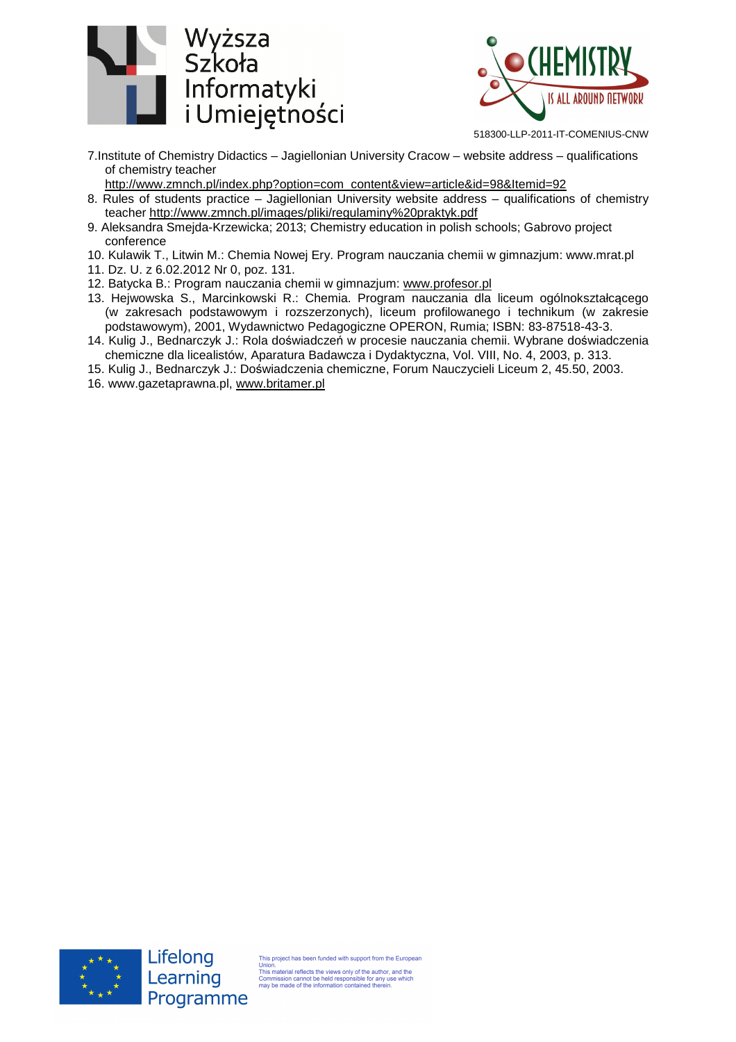7. Institute of Chemistry Didactics – Jagiellonian University Cracow – website address – qualifications of chemistry teacher http://www.zmnch.pl/index.php?option=com_content&view=article&id=98&Itemid=92
8. Rules of students practice – Jagiellonian University website address – qualifications of chemistry teacher http://www.zmnch.pl/images/pliki/regulaminy%20praktyk.pdf
9. Aleksandra Smejda-Krzewicka; 2013; Chemistry education in polish schools; Gabrovo project conference
10. Kulawik T., Litwin M.: Chemia Nowej Ery. Program nauczania chemii w gimnazjum: www.mrat.pl
11. Dz. U. z 6.02.2012 Nr 0, poz. 131.
12. Batycka B.: Program nauczania chemii w gimnazjum: www.profesor.pl
13. Hejwowska S., Marcinkowski R.: Chemia. Program nauczania dla liceum ogólnokształcącego (w zakresach podstawowym i rozszerzonych), liceum profilowanego i technikum (w zakresie podstawowym), 2001, Wydawnictwo Pedagogiczne OPERON, Rumia; ISBN: 83-87518-43-3.
14. Kulig J., Bednarczyk J.: Rola doświadczeń w procesie nauczania chemii. Wybrane doświadczenia chemiczne dla licealistów, Aparatura Badawcza i Dydaktyczna, Vol. VIII, No. 4, 2003, p. 313.
15. Kulig J., Bednarczyk J.: Doświadczenia chemiczne, Forum Nauczycieli Liceum 2, 45.50, 2003.
16. www.gazetaprawna.pl, www.britamer.pl